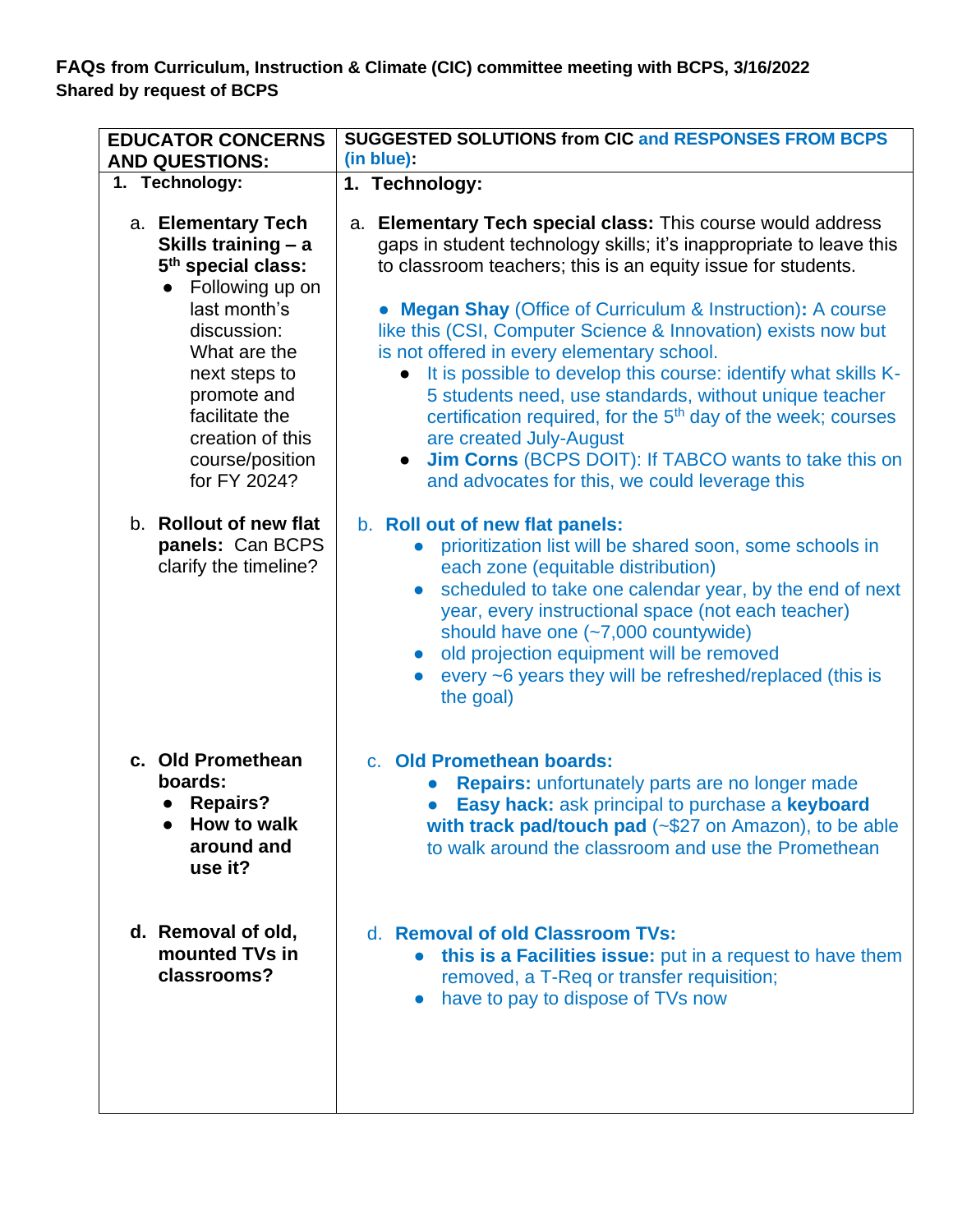**FAQs from Curriculum, Instruction & Climate (CIC) committee meeting with BCPS, 3/16/2022**
**Shared by request of BCPS**

| **EDUCATOR CONCERNS AND QUESTIONS:** | **SUGGESTED SOLUTIONS from CIC and RESPONSES FROM BCPS (in blue):** |
|---|---|
| **1. Technology:** | **1. Technology:** |
| a. **Elementary Tech Skills training – a 5th special class:** <br>• Following up on last month's discussion: What are the next steps to promote and facilitate the creation of this course/position for FY 2024? | a. **Elementary Tech special class:** This course would address gaps in student technology skills; it's inappropriate to leave this to classroom teachers; this is an equity issue for students. <br><br>• **Megan Shay** (Office of Curriculum & Instruction)**:** A course like this (CSI, Computer Science & Innovation) exists now but is not offered in every elementary school. <br>  • It is possible to develop this course: identify what skills K-5 students need, use standards, without unique teacher certification required, for the 5th day of the week; courses are created July-August <br>  • **Jim Corns** (BCPS DOIT): If TABCO wants to take this on and advocates for this, we could leverage this |
| b. **Rollout of new flat panels:** Can BCPS clarify the timeline? | b. **Roll out of new flat panels:** <br>• prioritization list will be shared soon, some schools in each zone (equitable distribution) <br>• scheduled to take one calendar year, by the end of next year, every instructional space (not each teacher) should have one (~7,000 countywide) <br>• old projection equipment will be removed <br>• every ~6 years they will be refreshed/replaced (this is the goal) |
| c. **Old Promethean boards:** <br>• **Repairs?** <br>• **How to walk around and use it?** | c. **Old Promethean boards:** <br>• **Repairs:** unfortunately parts are no longer made <br>• **Easy hack:** ask principal to purchase a **keyboard with track pad/touch pad** (~$27 on Amazon), to be able to walk around the classroom and use the Promethean |
| d. **Removal of old, mounted TVs in classrooms?** | d. **Removal of old Classroom TVs:** <br>• **this is a Facilities issue:** put in a request to have them removed, a T-Req or transfer requisition; <br>• have to pay to dispose of TVs now |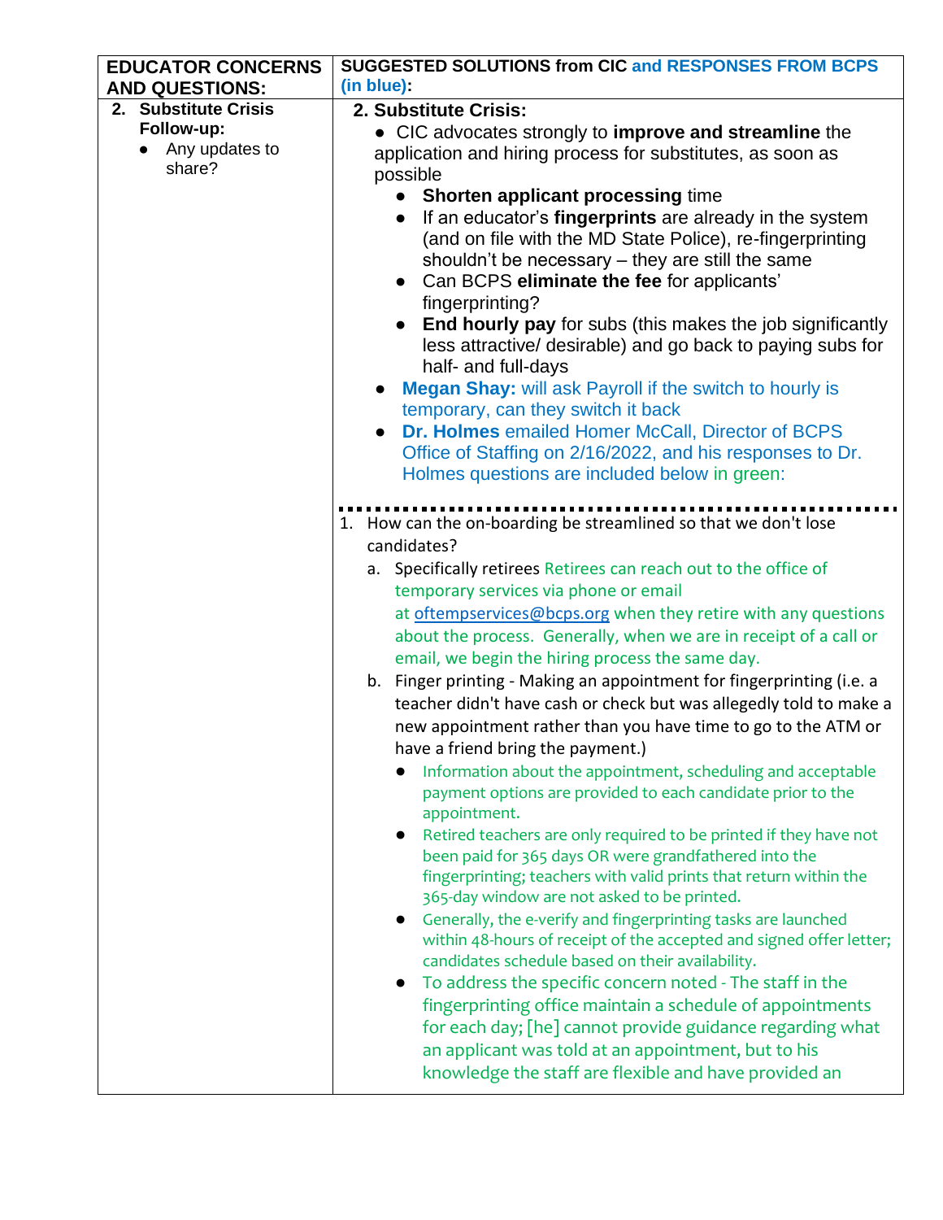| **EDUCATOR CONCERNS AND QUESTIONS:** | **SUGGESTED SOLUTIONS from CIC and RESPONSES FROM BCPS (in blue):** |
|---|---|
| **2. Substitute Crisis Follow-up:**<br>● Any updates to share? | **2. Substitute Crisis:**<br>● CIC advocates strongly to **improve and streamline** the application and hiring process for substitutes, as soon as possible<br>&nbsp;&nbsp;● **Shorten applicant processing** time<br>&nbsp;&nbsp;● If an educator's **fingerprints** are already in the system (and on file with the MD State Police), re-fingerprinting shouldn't be necessary – they are still the same<br>&nbsp;&nbsp;● Can BCPS **eliminate the fee** for applicants' fingerprinting?<br>&nbsp;&nbsp;● **End hourly pay** for subs (this makes the job significantly less attractive/ desirable) and go back to paying subs for half- and full-days<br>● **Megan Shay:** will ask Payroll if the switch to hourly is temporary, can they switch it back<br>● **Dr. Holmes** emailed Homer McCall, Director of BCPS Office of Staffing on 2/16/2022, and his responses to Dr. Holmes questions are included below in green:<br><br>1. How can the on-boarding be streamlined so that we don't lose candidates?<br>&nbsp;&nbsp;a. Specifically retirees Retirees can reach out to the office of temporary services via phone or email at oftempservices@bcps.org when they retire with any questions about the process. Generally, when we are in receipt of a call or email, we begin the hiring process the same day.<br>&nbsp;&nbsp;b. Finger printing - Making an appointment for fingerprinting (i.e. a teacher didn't have cash or check but was allegedly told to make a new appointment rather than you have time to go to the ATM or have a friend bring the payment.)<br>&nbsp;&nbsp;&nbsp;&nbsp;● Information about the appointment, scheduling and acceptable payment options are provided to each candidate prior to the appointment.<br>&nbsp;&nbsp;&nbsp;&nbsp;● Retired teachers are only required to be printed if they have not been paid for 365 days OR were grandfathered into the fingerprinting; teachers with valid prints that return within the 365-day window are not asked to be printed.<br>&nbsp;&nbsp;&nbsp;&nbsp;● Generally, the e-verify and fingerprinting tasks are launched within 48-hours of receipt of the accepted and signed offer letter; candidates schedule based on their availability.<br>&nbsp;&nbsp;&nbsp;&nbsp;● To address the specific concern noted - The staff in the fingerprinting office maintain a schedule of appointments for each day; [he] cannot provide guidance regarding what an applicant was told at an appointment, but to his knowledge the staff are flexible and have provided an |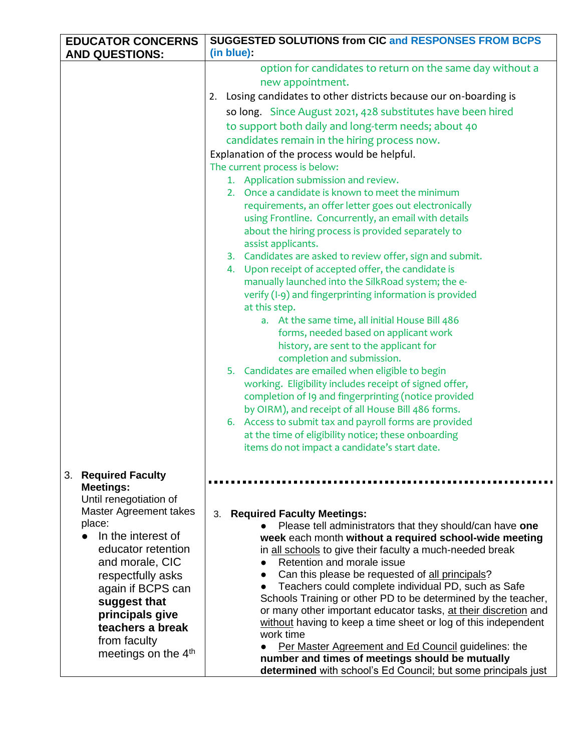| EDUCATOR CONCERNS AND QUESTIONS: | SUGGESTED SOLUTIONS from CIC and RESPONSES FROM BCPS (in blue): |
|---|---|
| | option for candidates to return on the same day without a new appointment.<br>2. Losing candidates to other districts because our on-boarding is so long. Since August 2021, 428 substitutes have been hired to support both daily and long-term needs; about 40 candidates remain in the hiring process now.<br>Explanation of the process would be helpful.<br>The current process is below:<br>1. Application submission and review.<br>2. Once a candidate is known to meet the minimum requirements, an offer letter goes out electronically using Frontline. Concurrently, an email with details about the hiring process is provided separately to assist applicants.<br>3. Candidates are asked to review offer, sign and submit.<br>4. Upon receipt of accepted offer, the candidate is manually launched into the SilkRoad system; the e-verify (I-9) and fingerprinting information is provided at this step.<br>&nbsp;&nbsp;&nbsp;&nbsp;a. At the same time, all initial House Bill 486 forms, needed based on applicant work history, are sent to the applicant for completion and submission.<br>5. Candidates are emailed when eligible to begin working. Eligibility includes receipt of signed offer, completion of I9 and fingerprinting (notice provided by OIRM), and receipt of all House Bill 486 forms.<br>6. Access to submit tax and payroll forms are provided at the time of eligibility notice; these onboarding items do not impact a candidate's start date. |
| 3. **Required Faculty Meetings:**<br>Until renegotiation of Master Agreement takes place:<br>● In the interest of educator retention and morale, CIC respectfully asks again if BCPS can **suggest that principals give teachers a break** from faculty meetings on the 4th | 3. **Required Faculty Meetings:**<br>● Please tell administrators that they should/can have **one week** each month **without a required school-wide meeting** in all schools to give their faculty a much-needed break<br>● Retention and morale issue<br>● Can this please be requested of all principals?<br>● Teachers could complete individual PD, such as Safe Schools Training or other PD to be determined by the teacher, or many other important educator tasks, at their discretion and without having to keep a time sheet or log of this independent work time<br>● Per Master Agreement and Ed Council guidelines: the **number and times of meetings should be mutually determined** with school's Ed Council; but some principals just |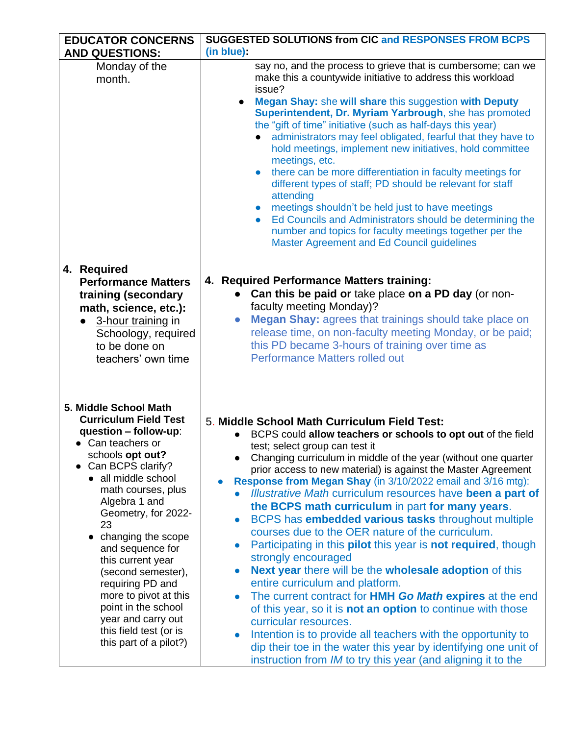| EDUCATOR CONCERNS AND QUESTIONS: | SUGGESTED SOLUTIONS from CIC and RESPONSES FROM BCPS (in blue): |
|---|---|
| Monday of the month. | say no, and the process to grieve that is cumbersome; can we make this a countywide initiative to address this workload issue?<br>● **Megan Shay:** she **will share** this suggestion **with Deputy Superintendent, Dr. Myriam Yarbrough**, she has promoted the "gift of time" initiative (such as half-days this year)<br>&nbsp;&nbsp;● administrators may feel obligated, fearful that they have to hold meetings, implement new initiatives, hold committee meetings, etc.<br>&nbsp;&nbsp;● there can be more differentiation in faculty meetings for different types of staff; PD should be relevant for staff attending<br>&nbsp;&nbsp;● meetings shouldn't be held just to have meetings<br>&nbsp;&nbsp;● Ed Councils and Administrators should be determining the number and topics for faculty meetings together per the Master Agreement and Ed Council guidelines |
| **4. Required Performance Matters training (secondary math, science, etc.):**<br>● 3-hour training in Schoology, required to be done on teachers' own time | **4. Required Performance Matters training:**<br>● **Can this be paid or** take place **on a PD day** (or non-faculty meeting Monday)?<br>● **Megan Shay:** agrees that trainings should take place on release time, on non-faculty meeting Monday, or be paid; this PD became 3-hours of training over time as Performance Matters rolled out |
| **5. Middle School Math Curriculum Field Test question – follow-up**:<br>● Can teachers or schools **opt out?**<br>● Can BCPS clarify?<br>&nbsp;&nbsp;● all middle school math courses, plus Algebra 1 and Geometry, for 2022-23<br>&nbsp;&nbsp;● changing the scope and sequence for this current year (second semester), requiring PD and more to pivot at this point in the school year and carry out this field test (or is this part of a pilot?) | 5. **Middle School Math Curriculum Field Test:**<br>● BCPS could **allow teachers or schools to opt out** of the field test; select group can test it<br>● Changing curriculum in middle of the year (without one quarter prior access to new material) is against the Master Agreement<br>● **Response from Megan Shay** (in 3/10/2022 email and 3/16 mtg):<br>&nbsp;&nbsp;● *Illustrative Math* curriculum resources have **been a part of the BCPS math curriculum** in part **for many years**.<br>&nbsp;&nbsp;● BCPS has **embedded various tasks** throughout multiple courses due to the OER nature of the curriculum.<br>&nbsp;&nbsp;● Participating in this **pilot** this year is **not required**, though strongly encouraged<br>&nbsp;&nbsp;● **Next year** there will be the **wholesale adoption** of this entire curriculum and platform.<br>&nbsp;&nbsp;● The current contract for **HMH *Go Math* expires** at the end of this year, so it is **not an option** to continue with those curricular resources.<br>&nbsp;&nbsp;● Intention is to provide all teachers with the opportunity to dip their toe in the water this year by identifying one unit of instruction from *IM* to try this year (and aligning it to the |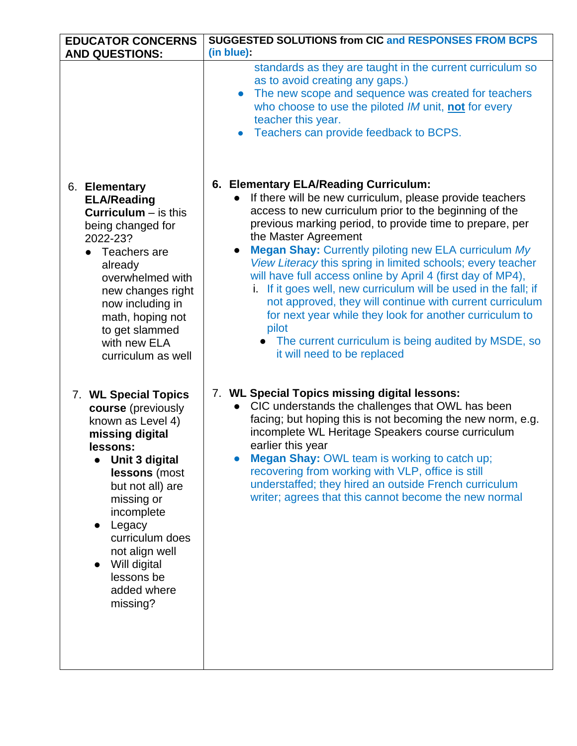| EDUCATOR CONCERNS AND QUESTIONS: | SUGGESTED SOLUTIONS from CIC and RESPONSES FROM BCPS (in blue): |
|---|---|
| | standards as they are taught in the current curriculum so as to avoid creating any gaps.)<br>• The new scope and sequence was created for teachers who choose to use the piloted *IM* unit, **not** for every teacher this year.<br>• Teachers can provide feedback to BCPS. |
| 6. **Elementary ELA/Reading Curriculum** – is this being changed for 2022-23?<br>• Teachers are already overwhelmed with new changes right now including in math, hoping not to get slammed with new ELA curriculum as well | 6. **Elementary ELA/Reading Curriculum:**<br>• If there will be new curriculum, please provide teachers access to new curriculum prior to the beginning of the previous marking period, to provide time to prepare, per the Master Agreement<br>• **Megan Shay:** Currently piloting new ELA curriculum *My View Literacy* this spring in limited schools; every teacher will have full access online by April 4 (first day of MP4),<br>i. If it goes well, new curriculum will be used in the fall; if not approved, they will continue with current curriculum for next year while they look for another curriculum to pilot<br>• The current curriculum is being audited by MSDE, so it will need to be replaced |
| 7. **WL Special Topics course** (previously known as Level 4) **missing digital lessons:**<br>• **Unit 3 digital lessons** (most but not all) are missing or incomplete<br>• Legacy curriculum does not align well<br>• Will digital lessons be added where missing? | 7. **WL Special Topics missing digital lessons:**<br>• CIC understands the challenges that OWL has been facing; but hoping this is not becoming the new norm, e.g. incomplete WL Heritage Speakers course curriculum earlier this year<br>• **Megan Shay:** OWL team is working to catch up; recovering from working with VLP, office is still understaffed; they hired an outside French curriculum writer; agrees that this cannot become the new normal |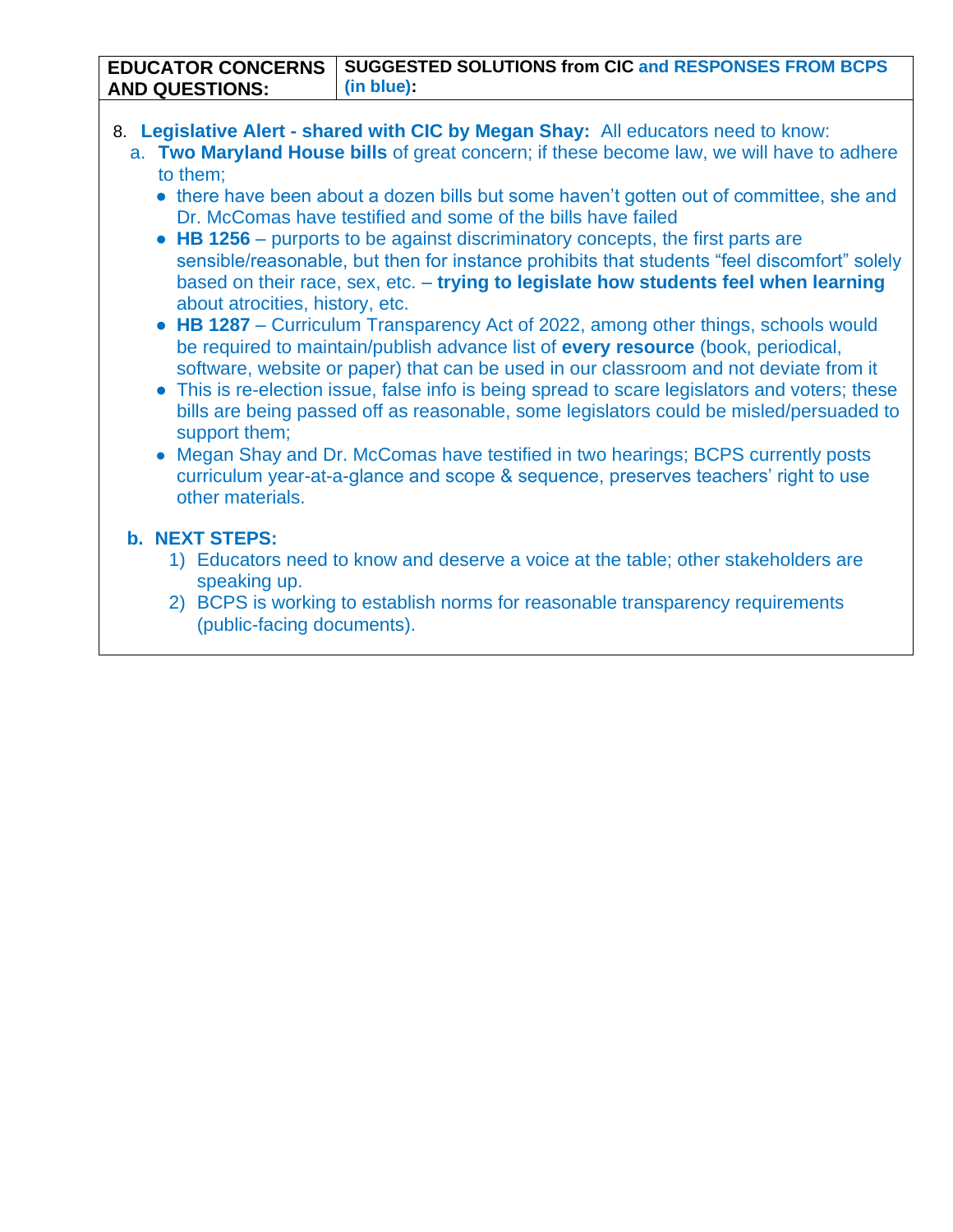| EDUCATOR CONCERNS AND QUESTIONS: | SUGGESTED SOLUTIONS from CIC and RESPONSES FROM BCPS (in blue): |
|---|---|

8. **Legislative Alert - shared with CIC by Megan Shay:** All educators need to know:
   a. **Two Maryland House bills** of great concern; if these become law, we will have to adhere to them;
      - there have been about a dozen bills but some haven't gotten out of committee, she and Dr. McComas have testified and some of the bills have failed
      - **HB 1256** – purports to be against discriminatory concepts, the first parts are sensible/reasonable, but then for instance prohibits that students "feel discomfort" solely based on their race, sex, etc. – **trying to legislate how students feel when learning** about atrocities, history, etc.
      - **HB 1287** – Curriculum Transparency Act of 2022, among other things, schools would be required to maintain/publish advance list of **every resource** (book, periodical, software, website or paper) that can be used in our classroom and not deviate from it
      - This is re-election issue, false info is being spread to scare legislators and voters; these bills are being passed off as reasonable, some legislators could be misled/persuaded to support them;
      - Megan Shay and Dr. McComas have testified in two hearings; BCPS currently posts curriculum year-at-a-glance and scope & sequence, preserves teachers' right to use other materials.

   **b. NEXT STEPS:**
      1) Educators need to know and deserve a voice at the table; other stakeholders are speaking up.
      2) BCPS is working to establish norms for reasonable transparency requirements (public-facing documents).